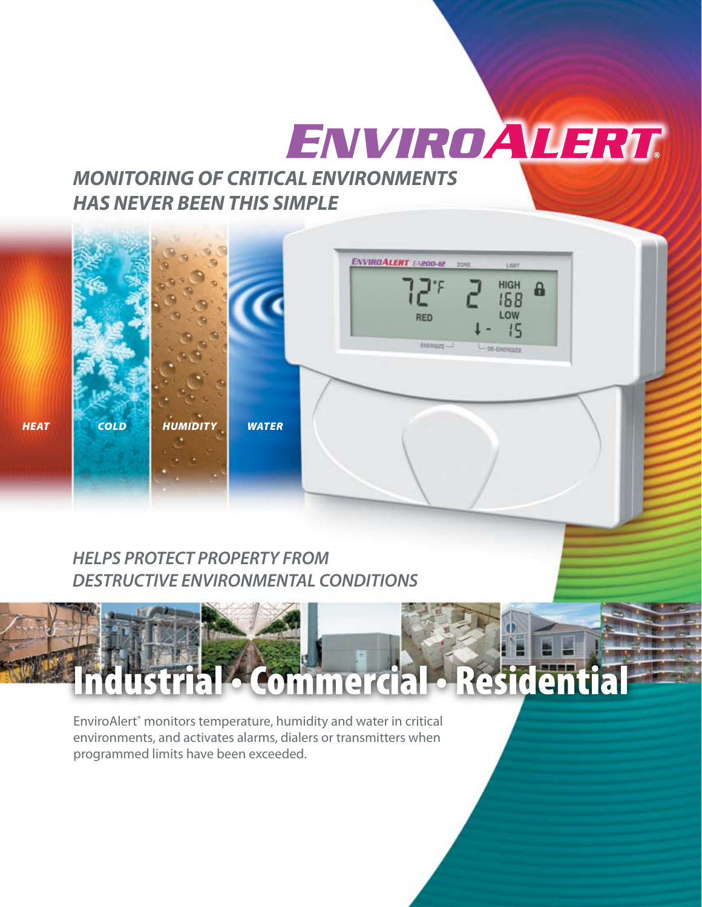# ENVIROALERT®

## MONITORING OF CRITICAL ENVIRONMENTS HAS NEVER BEEN THIS SIMPLE

*HEAT* *COLD* *HUMIDITY* *WATER*

## HELPS PROTECT PROPERTY FROM DESTRUCTIVE ENVIRONMENTAL CONDITIONS

# Industrial • Commercial • Residential

EnviroAlert® monitors temperature, humidity and water in critical environments, and activates alarms, dialers or transmitters when programmed limits have been exceeded.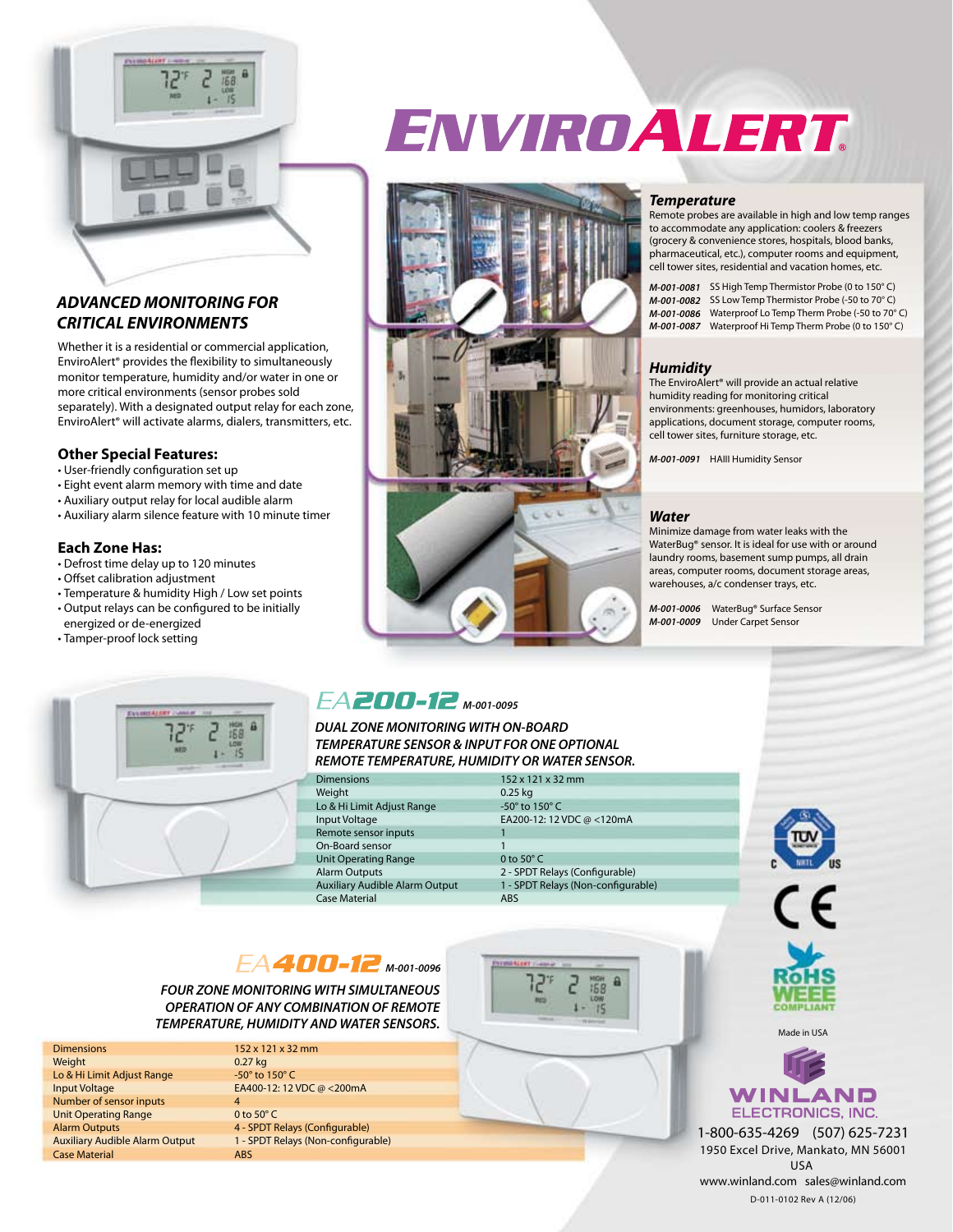# ENVIROALERT®

## ADVANCED MONITORING FOR CRITICAL ENVIRONMENTS

Whether it is a residential or commercial application, EnviroAlert® provides the flexibility to simultaneously monitor temperature, humidity and/or water in one or more critical environments (sensor probes sold separately). With a designated output relay for each zone, EnviroAlert® will activate alarms, dialers, transmitters, etc.

### Other Special Features:

- User-friendly configuration set up
- Eight event alarm memory with time and date
- Auxiliary output relay for local audible alarm
- Auxiliary alarm silence feature with 10 minute timer

### Each Zone Has:

- Defrost time delay up to 120 minutes
- Offset calibration adjustment
- Temperature & humidity High / Low set points
- Output relays can be configured to be initially energized or de-energized
- Tamper-proof lock setting

### Temperature

Remote probes are available in high and low temp ranges to accommodate any application: coolers & freezers (grocery & convenience stores, hospitals, blood banks, pharmaceutical, etc.), computer rooms and equipment, cell tower sites, residential and vacation homes, etc.

| | |
|---|---|
| *M-001-0081* | SS High Temp Thermistor Probe (0 to 150° C) |
| *M-001-0082* | SS Low Temp Thermistor Probe (-50 to 70° C) |
| *M-001-0086* | Waterproof Lo Temp Therm Probe (-50 to 70° C) |
| *M-001-0087* | Waterproof Hi Temp Therm Probe (0 to 150° C) |

### Humidity

The EnviroAlert® will provide an actual relative humidity reading for monitoring critical environments: greenhouses, humidors, laboratory applications, document storage, computer rooms, cell tower sites, furniture storage, etc.

*M-001-0091* HAIII Humidity Sensor

### Water

Minimize damage from water leaks with the WaterBug® sensor. It is ideal for use with or around laundry rooms, basement sump pumps, all drain areas, computer rooms, document storage areas, warehouses, a/c condenser trays, etc.

| | |
|---|---|
| *M-001-0006* | WaterBug® Surface Sensor |
| *M-001-0009* | Under Carpet Sensor |

## EA200-12 *M-001-0095*

**DUAL ZONE MONITORING WITH ON-BOARD TEMPERATURE SENSOR & INPUT FOR ONE OPTIONAL REMOTE TEMPERATURE, HUMIDITY OR WATER SENSOR.**

| | |
|---|---|
| Dimensions | 152 x 121 x 32 mm |
| Weight | 0.25 kg |
| Lo & Hi Limit Adjust Range | -50° to 150° C |
| Input Voltage | EA200-12: 12 VDC @ <120mA |
| Remote sensor inputs | 1 |
| On-Board sensor | 1 |
| Unit Operating Range | 0 to 50° C |
| Alarm Outputs | 2 - SPDT Relays (Configurable) |
| Auxiliary Audible Alarm Output | 1 - SPDT Relays (Non-configurable) |
| Case Material | ABS |

## EA400-12 *M-001-0096*

**FOUR ZONE MONITORING WITH SIMULTANEOUS OPERATION OF ANY COMBINATION OF REMOTE TEMPERATURE, HUMIDITY AND WATER SENSORS.**

| | |
|---|---|
| Dimensions | 152 x 121 x 32 mm |
| Weight | 0.27 kg |
| Lo & Hi Limit Adjust Range | -50° to 150° C |
| Input Voltage | EA400-12: 12 VDC @ <200mA |
| Number of sensor inputs | 4 |
| Unit Operating Range | 0 to 50° C |
| Alarm Outputs | 4 - SPDT Relays (Configurable) |
| Auxiliary Audible Alarm Output | 1 - SPDT Relays (Non-configurable) |
| Case Material | ABS |

RoHS WEEE COMPLIANT

Made in USA

**WINLAND ELECTRONICS, INC.**

1-800-635-4269 (507) 625-7231
1950 Excel Drive, Mankato, MN 56001
USA
www.winland.com sales@winland.com

D-011-0102 Rev A (12/06)